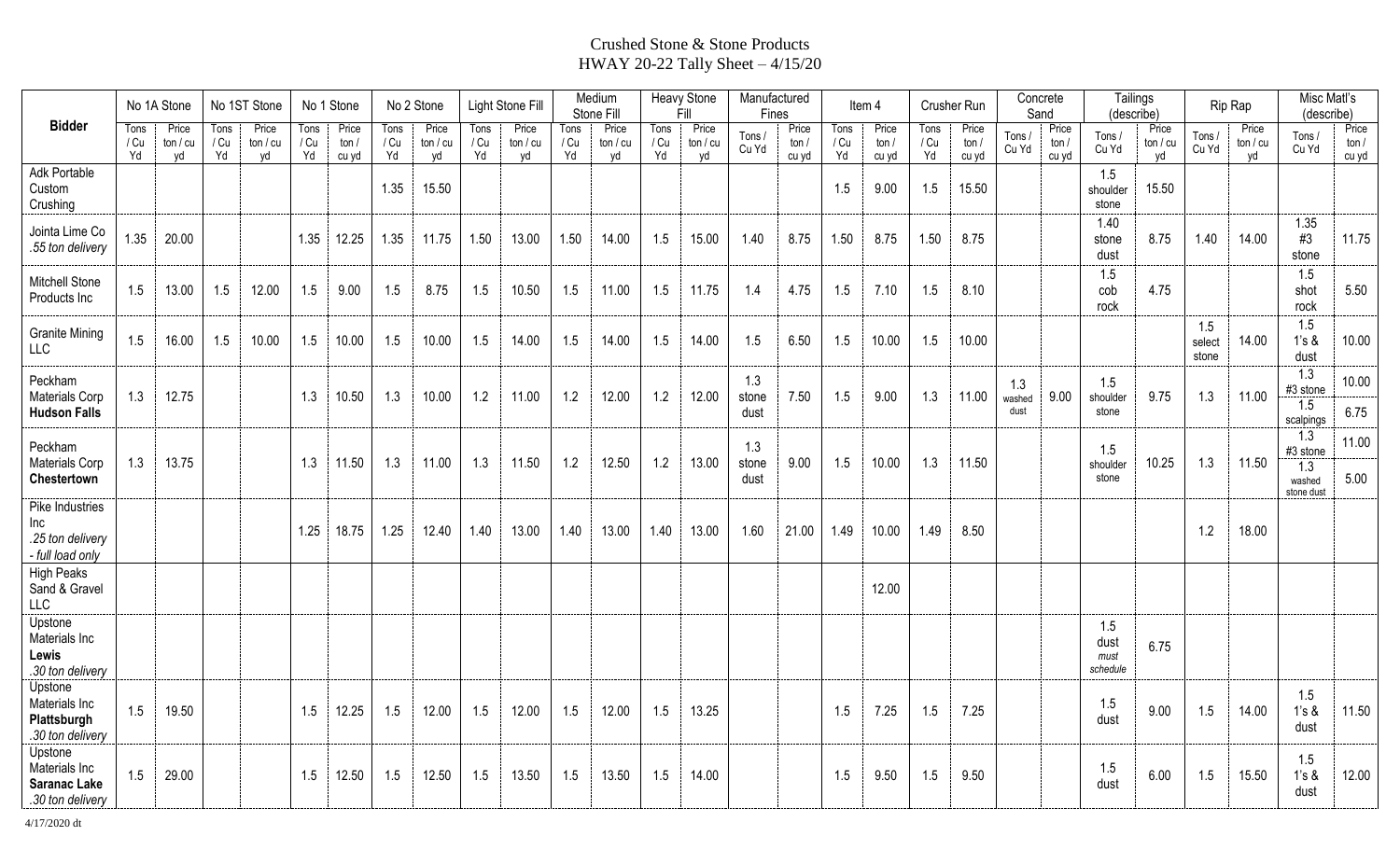# Crushed Stone & Stone Products
## HWAY 20-22 Tally Sheet – 4/15/20

| Bidder | No 1A Stone | | No 1ST Stone | | No 1 Stone | | No 2 Stone | | Light Stone Fill | | Medium Stone Fill | | Heavy Stone Fill | | Manufactured Fines | | Item 4 | | Crusher Run | | Concrete Sand | | Tailings (describe) | | Rip Rap | | Misc Matl's (describe) | |
|---|---|---|---|---|---|---|---|---|---|---|---|---|---|---|---|---|---|---|---|---|---|---|---|---|---|---|---|---|
| | Tons / Cu Yd | Price ton / cu yd | Tons / Cu Yd | Price ton / cu yd | Tons / Cu Yd | Price ton / cu yd | Tons / Cu Yd | Price ton / cu yd | Tons / Cu Yd | Price ton / cu yd | Tons / Cu Yd | Price ton / cu yd | Tons / Cu Yd | Price ton / cu yd | Tons / Cu Yd | Price ton / cu yd | Tons / Cu Yd | Price ton / cu yd | Tons / Cu Yd | Price ton / cu yd | Tons / Cu Yd | Price ton / cu yd | Tons / Cu Yd | Price ton / cu yd | Tons / Cu Yd | Price ton / cu yd | Tons / Cu Yd | Price ton / cu yd |
| Adk Portable Custom Crushing | | | | | | | 1.35 | 15.50 | | | | | | | | | 1.5 | 9.00 | 1.5 | 15.50 | | | 1.5 shoulder stone | 15.50 | | | | |
| Jointa Lime Co .55 ton delivery | 1.35 | 20.00 | | | 1.35 | 12.25 | 1.35 | 11.75 | 1.50 | 13.00 | 1.50 | 14.00 | 1.5 | 15.00 | 1.40 | 8.75 | 1.50 | 8.75 | 1.50 | 8.75 | | | 1.40 stone dust | 8.75 | 1.40 | 14.00 | 1.35 #3 stone | 11.75 |
| Mitchell Stone Products Inc | 1.5 | 13.00 | 1.5 | 12.00 | 1.5 | 9.00 | 1.5 | 8.75 | 1.5 | 10.50 | 1.5 | 11.00 | 1.5 | 11.75 | 1.4 | 4.75 | 1.5 | 7.10 | 1.5 | 8.10 | | | 1.5 cob rock | 4.75 | | | 1.5 shot rock | 5.50 |
| Granite Mining LLC | 1.5 | 16.00 | 1.5 | 10.00 | 1.5 | 10.00 | 1.5 | 10.00 | 1.5 | 14.00 | 1.5 | 14.00 | 1.5 | 14.00 | 1.5 | 6.50 | 1.5 | 10.00 | 1.5 | 10.00 | | | | | 1.5 select stone | 14.00 | 1.5 1's & dust | 10.00 |
| Peckham Materials Corp **Hudson Falls** | 1.3 | 12.75 | | | 1.3 | 10.50 | 1.3 | 10.00 | 1.2 | 11.00 | 1.2 | 12.00 | 1.2 | 12.00 | 1.3 stone dust | 7.50 | 1.5 | 9.00 | 1.3 | 11.00 | 1.3 washed dust | 9.00 | 1.5 shoulder stone | 9.75 | 1.3 | 11.00 | 1.3 #3 stone / 1.5 scalpings | 10.00 / 6.75 |
| Peckham Materials Corp **Chestertown** | 1.3 | 13.75 | | | 1.3 | 11.50 | 1.3 | 11.00 | 1.3 | 11.50 | 1.2 | 12.50 | 1.2 | 13.00 | 1.3 stone dust | 9.00 | 1.5 | 10.00 | 1.3 | 11.50 | | | 1.5 shoulder stone | 10.25 | 1.3 | 11.50 | 1.3 #3 stone / 1.3 washed stone dust | 11.00 / 5.00 |
| Pike Industries Inc .25 ton delivery - full load only | | | | | 1.25 | 18.75 | 1.25 | 12.40 | 1.40 | 13.00 | 1.40 | 13.00 | 1.40 | 13.00 | 1.60 | 21.00 | 1.49 | 10.00 | 1.49 | 8.50 | | | | | 1.2 | 18.00 | | |
| High Peaks Sand & Gravel LLC | | | | | | | | | | | | | | | | | | 12.00 | | | | | | | | | | |
| Upstone Materials Inc **Lewis** .30 ton delivery | | | | | | | | | | | | | | | | | | | | | | | 1.5 dust *must schedule* | 6.75 | | | | |
| Upstone Materials Inc **Plattsburgh** .30 ton delivery | 1.5 | 19.50 | | | 1.5 | 12.25 | 1.5 | 12.00 | 1.5 | 12.00 | 1.5 | 12.00 | 1.5 | 13.25 | | | 1.5 | 7.25 | 1.5 | 7.25 | | | 1.5 dust | 9.00 | 1.5 | 14.00 | 1.5 1's & dust | 11.50 |
| Upstone Materials Inc **Saranac Lake** .30 ton delivery | 1.5 | 29.00 | | | 1.5 | 12.50 | 1.5 | 12.50 | 1.5 | 13.50 | 1.5 | 13.50 | 1.5 | 14.00 | | | 1.5 | 9.50 | 1.5 | 9.50 | | | 1.5 dust | 6.00 | 1.5 | 15.50 | 1.5 1's & dust | 12.00 |

4/17/2020 dt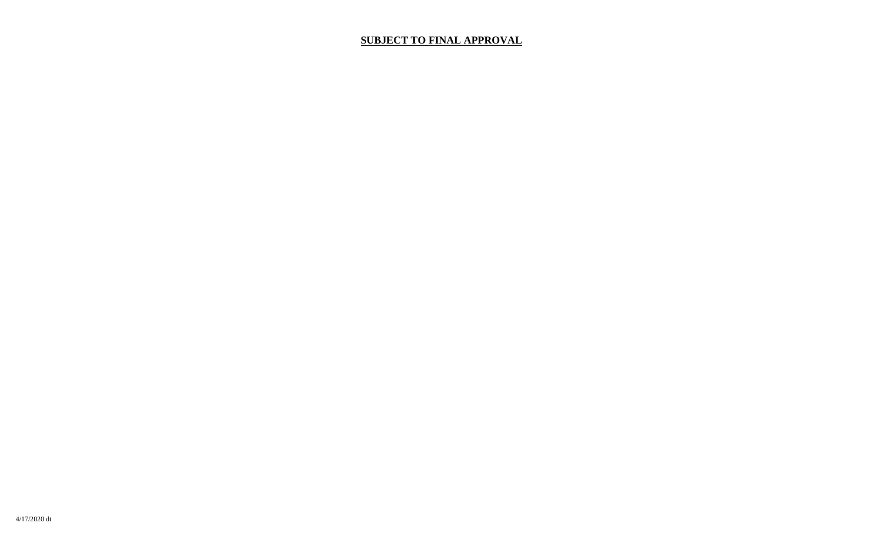**SUBJECT TO FINAL APPROVAL**

4/17/2020 dt